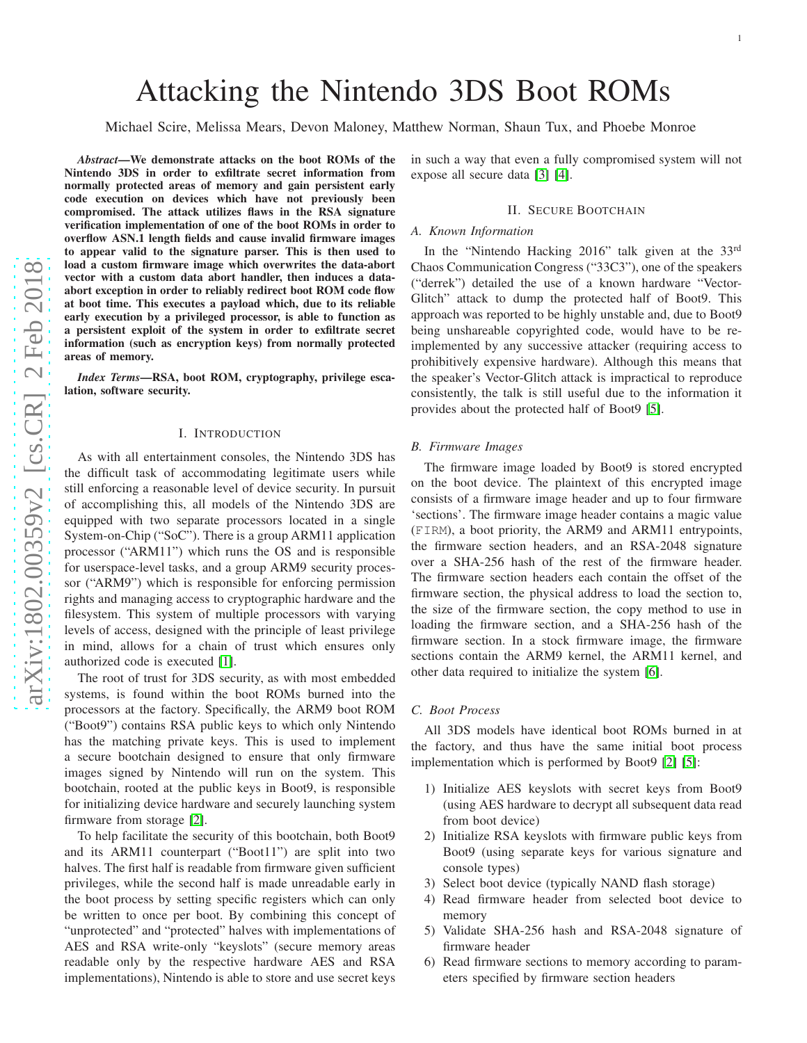# Attacking the Nintendo 3DS Boot ROMs

Michael Scire, Melissa Mears, Devon Maloney, Matthew Norman, Shaun Tux, and Phoebe Monroe

***Abstract*—We demonstrate attacks on the boot ROMs of the Nintendo 3DS in order to exfiltrate secret information from normally protected areas of memory and gain persistent early code execution on devices which have not previously been compromised. The attack utilizes flaws in the RSA signature verification implementation of one of the boot ROMs in order to overflow ASN.1 length fields and cause invalid firmware images to appear valid to the signature parser. This is then used to load a custom firmware image which overwrites the data-abort vector with a custom data abort handler, then induces a data-abort exception in order to reliably redirect boot ROM code flow at boot time. This executes a payload which, due to its reliable early execution by a privileged processor, is able to function as a persistent exploit of the system in order to exfiltrate secret information (such as encryption keys) from normally protected areas of memory.**

***Index Terms*—RSA, boot ROM, cryptography, privilege escalation, software security.**

## I. Introduction

As with all entertainment consoles, the Nintendo 3DS has the difficult task of accommodating legitimate users while still enforcing a reasonable level of device security. In pursuit of accomplishing this, all models of the Nintendo 3DS are equipped with two separate processors located in a single System-on-Chip ("SoC"). There is a group ARM11 application processor ("ARM11") which runs the OS and is responsible for userspace-level tasks, and a group ARM9 security processor ("ARM9") which is responsible for enforcing permission rights and managing access to cryptographic hardware and the filesystem. This system of multiple processors with varying levels of access, designed with the principle of least privilege in mind, allows for a chain of trust which ensures only authorized code is executed [1].

The root of trust for 3DS security, as with most embedded systems, is found within the boot ROMs burned into the processors at the factory. Specifically, the ARM9 boot ROM ("Boot9") contains RSA public keys to which only Nintendo has the matching private keys. This is used to implement a secure bootchain designed to ensure that only firmware images signed by Nintendo will run on the system. This bootchain, rooted at the public keys in Boot9, is responsible for initializing device hardware and securely launching system firmware from storage [2].

To help facilitate the security of this bootchain, both Boot9 and its ARM11 counterpart ("Boot11") are split into two halves. The first half is readable from firmware given sufficient privileges, while the second half is made unreadable early in the boot process by setting specific registers which can only be written to once per boot. By combining this concept of "unprotected" and "protected" halves with implementations of AES and RSA write-only "keyslots" (secure memory areas readable only by the respective hardware AES and RSA implementations), Nintendo is able to store and use secret keys in such a way that even a fully compromised system will not expose all secure data [3] [4].

## II. Secure Bootchain

### A. Known Information

In the "Nintendo Hacking 2016" talk given at the 33rd Chaos Communication Congress ("33C3"), one of the speakers ("derrek") detailed the use of a known hardware "Vector-Glitch" attack to dump the protected half of Boot9. This approach was reported to be highly unstable and, due to Boot9 being unshareable copyrighted code, would have to be re-implemented by any successive attacker (requiring access to prohibitively expensive hardware). Although this means that the speaker's Vector-Glitch attack is impractical to reproduce consistently, the talk is still useful due to the information it provides about the protected half of Boot9 [5].

### B. Firmware Images

The firmware image loaded by Boot9 is stored encrypted on the boot device. The plaintext of this encrypted image consists of a firmware image header and up to four firmware 'sections'. The firmware image header contains a magic value (`FIRM`), a boot priority, the ARM9 and ARM11 entrypoints, the firmware section headers, and an RSA-2048 signature over a SHA-256 hash of the rest of the firmware header. The firmware section headers each contain the offset of the firmware section, the physical address to load the section to, the size of the firmware section, the copy method to use in loading the firmware section, and a SHA-256 hash of the firmware section. In a stock firmware image, the firmware sections contain the ARM9 kernel, the ARM11 kernel, and other data required to initialize the system [6].

### C. Boot Process

All 3DS models have identical boot ROMs burned in at the factory, and thus have the same initial boot process implementation which is performed by Boot9 [2] [5]:

1) Initialize AES keyslots with secret keys from Boot9 (using AES hardware to decrypt all subsequent data read from boot device)
2) Initialize RSA keyslots with firmware public keys from Boot9 (using separate keys for various signature and console types)
3) Select boot device (typically NAND flash storage)
4) Read firmware header from selected boot device to memory
5) Validate SHA-256 hash and RSA-2048 signature of firmware header
6) Read firmware sections to memory according to parameters specified by firmware section headers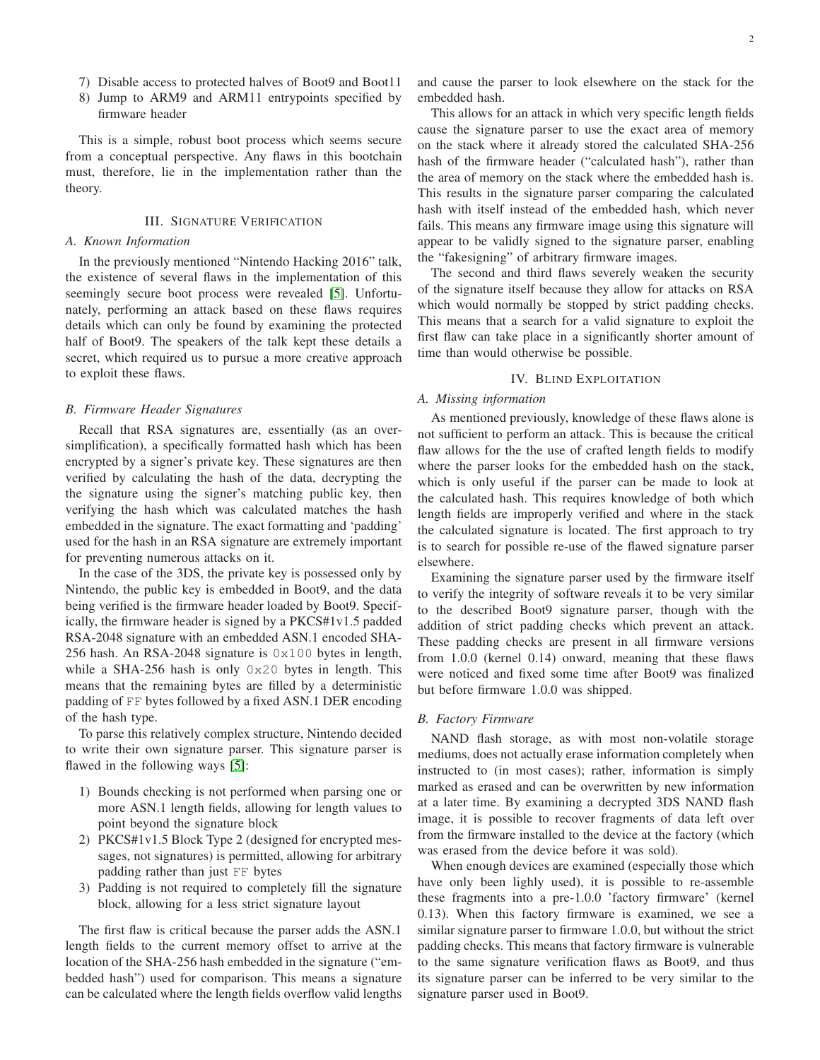7) Disable access to protected halves of Boot9 and Boot11
8) Jump to ARM9 and ARM11 entrypoints specified by firmware header

This is a simple, robust boot process which seems secure from a conceptual perspective. Any flaws in this bootchain must, therefore, lie in the implementation rather than the theory.

## III. Signature Verification

### A. Known Information

In the previously mentioned "Nintendo Hacking 2016" talk, the existence of several flaws in the implementation of this seemingly secure boot process were revealed [5]. Unfortunately, performing an attack based on these flaws requires details which can only be found by examining the protected half of Boot9. The speakers of the talk kept these details a secret, which required us to pursue a more creative approach to exploit these flaws.

### B. Firmware Header Signatures

Recall that RSA signatures are, essentially (as an oversimplification), a specifically formatted hash which has been encrypted by a signer's private key. These signatures are then verified by calculating the hash of the data, decrypting the the signature using the signer's matching public key, then verifying the hash which was calculated matches the hash embedded in the signature. The exact formatting and 'padding' used for the hash in an RSA signature are extremely important for preventing numerous attacks on it.

In the case of the 3DS, the private key is possessed only by Nintendo, the public key is embedded in Boot9, and the data being verified is the firmware header loaded by Boot9. Specifically, the firmware header is signed by a PKCS#1v1.5 padded RSA-2048 signature with an embedded ASN.1 encoded SHA-256 hash. An RSA-2048 signature is `0x100` bytes in length, while a SHA-256 hash is only `0x20` bytes in length. This means that the remaining bytes are filled by a deterministic padding of `FF` bytes followed by a fixed ASN.1 DER encoding of the hash type.

To parse this relatively complex structure, Nintendo decided to write their own signature parser. This signature parser is flawed in the following ways [5]:

1) Bounds checking is not performed when parsing one or more ASN.1 length fields, allowing for length values to point beyond the signature block
2) PKCS#1v1.5 Block Type 2 (designed for encrypted messages, not signatures) is permitted, allowing for arbitrary padding rather than just `FF` bytes
3) Padding is not required to completely fill the signature block, allowing for a less strict signature layout

The first flaw is critical because the parser adds the ASN.1 length fields to the current memory offset to arrive at the location of the SHA-256 hash embedded in the signature ("embedded hash") used for comparison. This means a signature can be calculated where the length fields overflow valid lengths and cause the parser to look elsewhere on the stack for the embedded hash.

This allows for an attack in which very specific length fields cause the signature parser to use the exact area of memory on the stack where it already stored the calculated SHA-256 hash of the firmware header ("calculated hash"), rather than the area of memory on the stack where the embedded hash is. This results in the signature parser comparing the calculated hash with itself instead of the embedded hash, which never fails. This means any firmware image using this signature will appear to be validly signed to the signature parser, enabling the "fakesigning" of arbitrary firmware images.

The second and third flaws severely weaken the security of the signature itself because they allow for attacks on RSA which would normally be stopped by strict padding checks. This means that a search for a valid signature to exploit the first flaw can take place in a significantly shorter amount of time than would otherwise be possible.

## IV. Blind Exploitation

### A. Missing information

As mentioned previously, knowledge of these flaws alone is not sufficient to perform an attack. This is because the critical flaw allows for the the use of crafted length fields to modify where the parser looks for the embedded hash on the stack, which is only useful if the parser can be made to look at the calculated hash. This requires knowledge of both which length fields are improperly verified and where in the stack the calculated signature is located. The first approach to try is to search for possible re-use of the flawed signature parser elsewhere.

Examining the signature parser used by the firmware itself to verify the integrity of software reveals it to be very similar to the described Boot9 signature parser, though with the addition of strict padding checks which prevent an attack. These padding checks are present in all firmware versions from 1.0.0 (kernel 0.14) onward, meaning that these flaws were noticed and fixed some time after Boot9 was finalized but before firmware 1.0.0 was shipped.

### B. Factory Firmware

NAND flash storage, as with most non-volatile storage mediums, does not actually erase information completely when instructed to (in most cases); rather, information is simply marked as erased and can be overwritten by new information at a later time. By examining a decrypted 3DS NAND flash image, it is possible to recover fragments of data left over from the firmware installed to the device at the factory (which was erased from the device before it was sold).

When enough devices are examined (especially those which have only been lighly used), it is possible to re-assemble these fragments into a pre-1.0.0 'factory firmware' (kernel 0.13). When this factory firmware is examined, we see a similar signature parser to firmware 1.0.0, but without the strict padding checks. This means that factory firmware is vulnerable to the same signature verification flaws as Boot9, and thus its signature parser can be inferred to be very similar to the signature parser used in Boot9.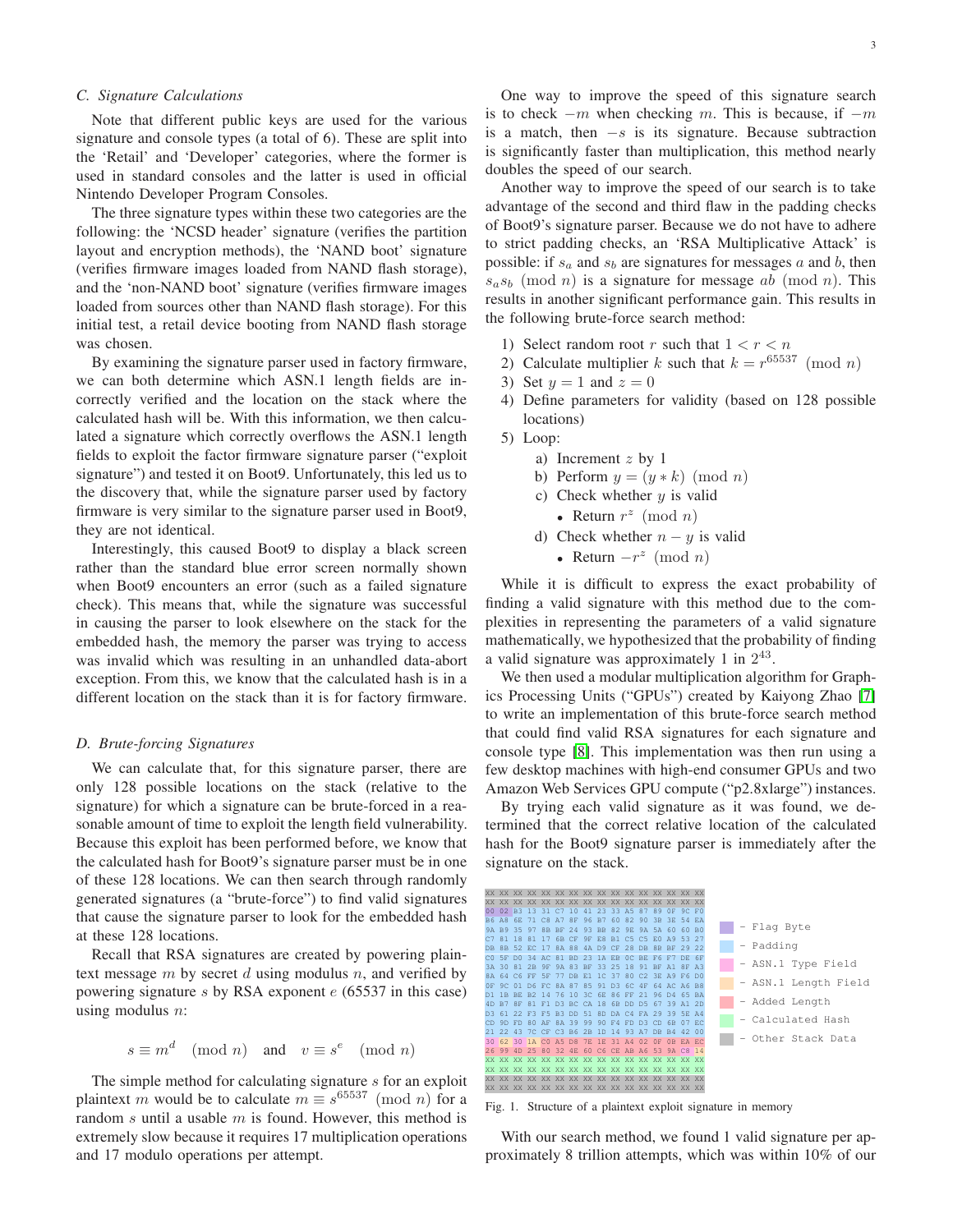### C. Signature Calculations

Note that different public keys are used for the various signature and console types (a total of 6). These are split into the 'Retail' and 'Developer' categories, where the former is used in standard consoles and the latter is used in official Nintendo Developer Program Consoles.

The three signature types within these two categories are the following: the 'NCSD header' signature (verifies the partition layout and encryption methods), the 'NAND boot' signature (verifies firmware images loaded from NAND flash storage), and the 'non-NAND boot' signature (verifies firmware images loaded from sources other than NAND flash storage). For this initial test, a retail device booting from NAND flash storage was chosen.

By examining the signature parser used in factory firmware, we can both determine which ASN.1 length fields are incorrectly verified and the location on the stack where the calculated hash will be. With this information, we then calculated a signature which correctly overflows the ASN.1 length fields to exploit the factor firmware signature parser ("exploit signature") and tested it on Boot9. Unfortunately, this led us to the discovery that, while the signature parser used by factory firmware is very similar to the signature parser used in Boot9, they are not identical.

Interestingly, this caused Boot9 to display a black screen rather than the standard blue error screen normally shown when Boot9 encounters an error (such as a failed signature check). This means that, while the signature was successful in causing the parser to look elsewhere on the stack for the embedded hash, the memory the parser was trying to access was invalid which was resulting in an unhandled data-abort exception. From this, we know that the calculated hash is in a different location on the stack than it is for factory firmware.

### D. Brute-forcing Signatures

We can calculate that, for this signature parser, there are only 128 possible locations on the stack (relative to the signature) for which a signature can be brute-forced in a reasonable amount of time to exploit the length field vulnerability. Because this exploit has been performed before, we know that the calculated hash for Boot9's signature parser must be in one of these 128 locations. We can then search through randomly generated signatures (a "brute-force") to find valid signatures that cause the signature parser to look for the embedded hash at these 128 locations.

Recall that RSA signatures are created by powering plaintext message $m$ by secret $d$ using modulus $n$, and verified by powering signature $s$ by RSA exponent $e$ (65537 in this case) using modulus $n$:

$$s \equiv m^d \pmod{n} \quad \text{and} \quad v \equiv s^e \pmod{n}$$

The simple method for calculating signature $s$ for an exploit plaintext $m$ would be to calculate $m \equiv s^{65537} \pmod{n}$ for a random $s$ until a usable $m$ is found. However, this method is extremely slow because it requires 17 multiplication operations and 17 modulo operations per attempt.

One way to improve the speed of this signature search is to check $-m$ when checking $m$. This is because, if $-m$ is a match, then $-s$ is its signature. Because subtraction is significantly faster than multiplication, this method nearly doubles the speed of our search.

Another way to improve the speed of our search is to take advantage of the second and third flaw in the padding checks of Boot9's signature parser. Because we do not have to adhere to strict padding checks, an 'RSA Multiplicative Attack' is possible: if $s_a$ and $s_b$ are signatures for messages $a$ and $b$, then $s_a s_b \pmod{n}$ is a signature for message $ab \pmod{n}$. This results in another significant performance gain. This results in the following brute-force search method:

1) Select random root $r$ such that $1 < r < n$
2) Calculate multiplier $k$ such that $k = r^{65537} \pmod{n}$
3) Set $y = 1$ and $z = 0$
4) Define parameters for validity (based on 128 possible locations)
5) Loop:
   a) Increment $z$ by 1
   b) Perform $y = (y * k) \pmod{n}$
   c) Check whether $y$ is valid
      - Return $r^z \pmod{n}$
   d) Check whether $n - y$ is valid
      - Return $-r^z \pmod{n}$

While it is difficult to express the exact probability of finding a valid signature with this method due to the complexities in representing the parameters of a valid signature mathematically, we hypothesized that the probability of finding a valid signature was approximately 1 in $2^{43}$.

We then used a modular multiplication algorithm for Graphics Processing Units ("GPUs") created by Kaiyong Zhao [7] to write an implementation of this brute-force search method that could find valid RSA signatures for each signature and console type [8]. This implementation was then run using a few desktop machines with high-end consumer GPUs and two Amazon Web Services GPU compute ("p2.8xlarge") instances.

By trying each valid signature as it was found, we determined that the correct relative location of the calculated hash for the Boot9 signature parser is immediately after the signature on the stack.

```
XX XX XX XX XX XX XX XX XX XX XX XX XX XX XX XX
XX XX XX XX XX XX XX XX XX XX XX XX XX XX XX XX
00 02 B3 13 31 C7 10 41 23 33 A5 87 89 0F 9C F0
B6 A8 6E 71 C8 A7 8F 96 B7 60 82 90 3B 3E 54 EA
9A B9 35 97 8B BF 24 93 BB 82 9E 9A 5A 60 60 B0
C7 81 18 81 17 6B CF 9F E8 B1 C5 C5 E0 A9 53 27
DB 8B 52 EC 17 8A 88 4A D9 CF 28 DB 8B BF 29 22
C0 5F D0 34 AC 81 BD 23 1A EB 0C BE F6 F7 DE 6F
3A 30 81 2B 9F 9A 83 BF 33 25 18 91 BF A1 8F A3
8A 64 C6 FF 5F 77 DB E1 1C 37 80 C2 3E A9 F6 D0
0F 9C 01 D6 FC 8A 87 85 91 D3 6C 4F 64 AC A6 B8
D1 1B BE B2 14 76 10 3C 6E 86 FF 21 96 D4 65 BA
4D B7 8F 81 F1 D3 BC CA 18 6B DD D5 67 39 A1 2D
D3 61 22 F3 F5 B3 DD 51 8D DA C4 FA 29 39 5E A4
CD 9D FD 80 AF 8A 39 99 9D F4 FD D3 CD 6B 07 EC
21 22 43 7C CF C3 B6 2B 1D 14 93 A7 DB B4 42 00
30 62 30 1A C0 A5 D8 7E 1E 31 A4 02 0F 0B EA EC
26 99 4D 25 80 32 4E 60 C6 CE AB A6 53 9A C8 14
XX XX XX XX XX XX XX XX XX XX XX XX XX XX XX XX
XX XX XX XX XX XX XX XX XX XX XX XX XX XX XX XX
XX XX XX XX XX XX XX XX XX XX XX XX XX XX XX XX
XX XX XX XX XX XX XX XX XX XX XX XX XX XX XX XX
XX XX XX XX XX XX XX XX XX XX XX XX XX XX XX XX
```

- Flag Byte
- Padding
- ASN.1 Type Field
- ASN.1 Length Field
- Added Length
- Calculated Hash
- Other Stack Data

Fig. 1. Structure of a plaintext exploit signature in memory

With our search method, we found 1 valid signature per approximately 8 trillion attempts, which was within 10% of our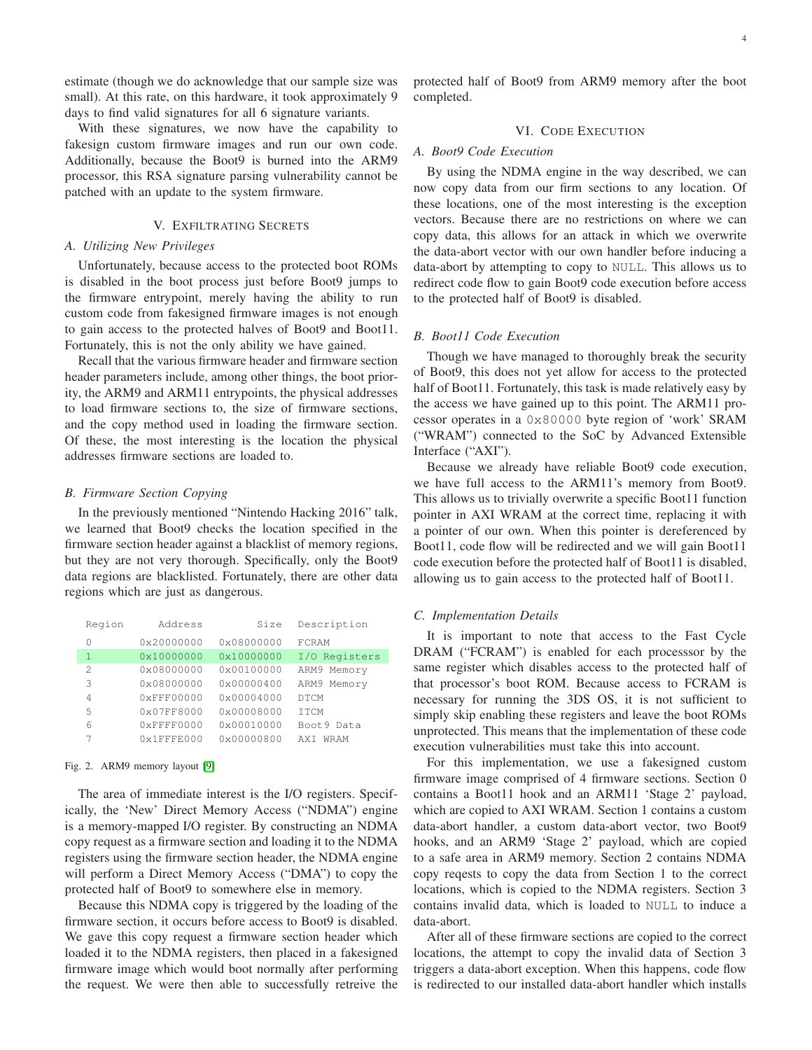estimate (though we do acknowledge that our sample size was small). At this rate, on this hardware, it took approximately 9 days to find valid signatures for all 6 signature variants.

With these signatures, we now have the capability to fakesign custom firmware images and run our own code. Additionally, because the Boot9 is burned into the ARM9 processor, this RSA signature parsing vulnerability cannot be patched with an update to the system firmware.

## V. Exfiltrating Secrets

### A. Utilizing New Privileges

Unfortunately, because access to the protected boot ROMs is disabled in the boot process just before Boot9 jumps to the firmware entrypoint, merely having the ability to run custom code from fakesigned firmware images is not enough to gain access to the protected halves of Boot9 and Boot11. Fortunately, this is not the only ability we have gained.

Recall that the various firmware header and firmware section header parameters include, among other things, the boot priority, the ARM9 and ARM11 entrypoints, the physical addresses to load firmware sections to, the size of firmware sections, and the copy method used in loading the firmware section. Of these, the most interesting is the location the physical addresses firmware sections are loaded to.

### B. Firmware Section Copying

In the previously mentioned "Nintendo Hacking 2016" talk, we learned that Boot9 checks the location specified in the firmware section header against a blacklist of memory regions, but they are not very thorough. Specifically, only the Boot9 data regions are blacklisted. Fortunately, there are other data regions which are just as dangerous.

| Region | Address | Size | Description |
|---|---|---|---|
| 0 | 0x20000000 | 0x08000000 | FCRAM |
| 1 | 0x10000000 | 0x10000000 | I/O Registers |
| 2 | 0x08000000 | 0x00100000 | ARM9 Memory |
| 3 | 0x08000000 | 0x00000400 | ARM9 Memory |
| 4 | 0xFFF00000 | 0x00004000 | DTCM |
| 5 | 0x07FF8000 | 0x00008000 | ITCM |
| 6 | 0xFFFF0000 | 0x00010000 | Boot9 Data |
| 7 | 0x1FFFE000 | 0x00000800 | AXI WRAM |

Fig. 2. ARM9 memory layout [9]

The area of immediate interest is the I/O registers. Specifically, the 'New' Direct Memory Access ("NDMA") engine is a memory-mapped I/O register. By constructing an NDMA copy request as a firmware section and loading it to the NDMA registers using the firmware section header, the NDMA engine will perform a Direct Memory Access ("DMA") to copy the protected half of Boot9 to somewhere else in memory.

Because this NDMA copy is triggered by the loading of the firmware section, it occurs before access to Boot9 is disabled. We gave this copy request a firmware section header which loaded it to the NDMA registers, then placed in a fakesigned firmware image which would boot normally after performing the request. We were then able to successfully retreive the protected half of Boot9 from ARM9 memory after the boot completed.

## VI. Code Execution

### A. Boot9 Code Execution

By using the NDMA engine in the way described, we can now copy data from our firm sections to any location. Of these locations, one of the most interesting is the exception vectors. Because there are no restrictions on where we can copy data, this allows for an attack in which we overwrite the data-abort vector with our own handler before inducing a data-abort by attempting to copy to `NULL`. This allows us to redirect code flow to gain Boot9 code execution before access to the protected half of Boot9 is disabled.

### B. Boot11 Code Execution

Though we have managed to thoroughly break the security of Boot9, this does not yet allow for access to the protected half of Boot11. Fortunately, this task is made relatively easy by the access we have gained up to this point. The ARM11 processor operates in a `0x80000` byte region of 'work' SRAM ("WRAM") connected to the SoC by Advanced Extensible Interface ("AXI").

Because we already have reliable Boot9 code execution, we have full access to the ARM11's memory from Boot9. This allows us to trivially overwrite a specific Boot11 function pointer in AXI WRAM at the correct time, replacing it with a pointer of our own. When this pointer is dereferenced by Boot11, code flow will be redirected and we will gain Boot11 code execution before the protected half of Boot11 is disabled, allowing us to gain access to the protected half of Boot11.

### C. Implementation Details

It is important to note that access to the Fast Cycle DRAM ("FCRAM") is enabled for each processsor by the same register which disables access to the protected half of that processor's boot ROM. Because access to FCRAM is necessary for running the 3DS OS, it is not sufficient to simply skip enabling these registers and leave the boot ROMs unprotected. This means that the implementation of these code execution vulnerabilities must take this into account.

For this implementation, we use a fakesigned custom firmware image comprised of 4 firmware sections. Section 0 contains a Boot11 hook and an ARM11 'Stage 2' payload, which are copied to AXI WRAM. Section 1 contains a custom data-abort handler, a custom data-abort vector, two Boot9 hooks, and an ARM9 'Stage 2' payload, which are copied to a safe area in ARM9 memory. Section 2 contains NDMA copy reqests to copy the data from Section 1 to the correct locations, which is copied to the NDMA registers. Section 3 contains invalid data, which is loaded to `NULL` to induce a data-abort.

After all of these firmware sections are copied to the correct locations, the attempt to copy the invalid data of Section 3 triggers a data-abort exception. When this happens, code flow is redirected to our installed data-abort handler which installs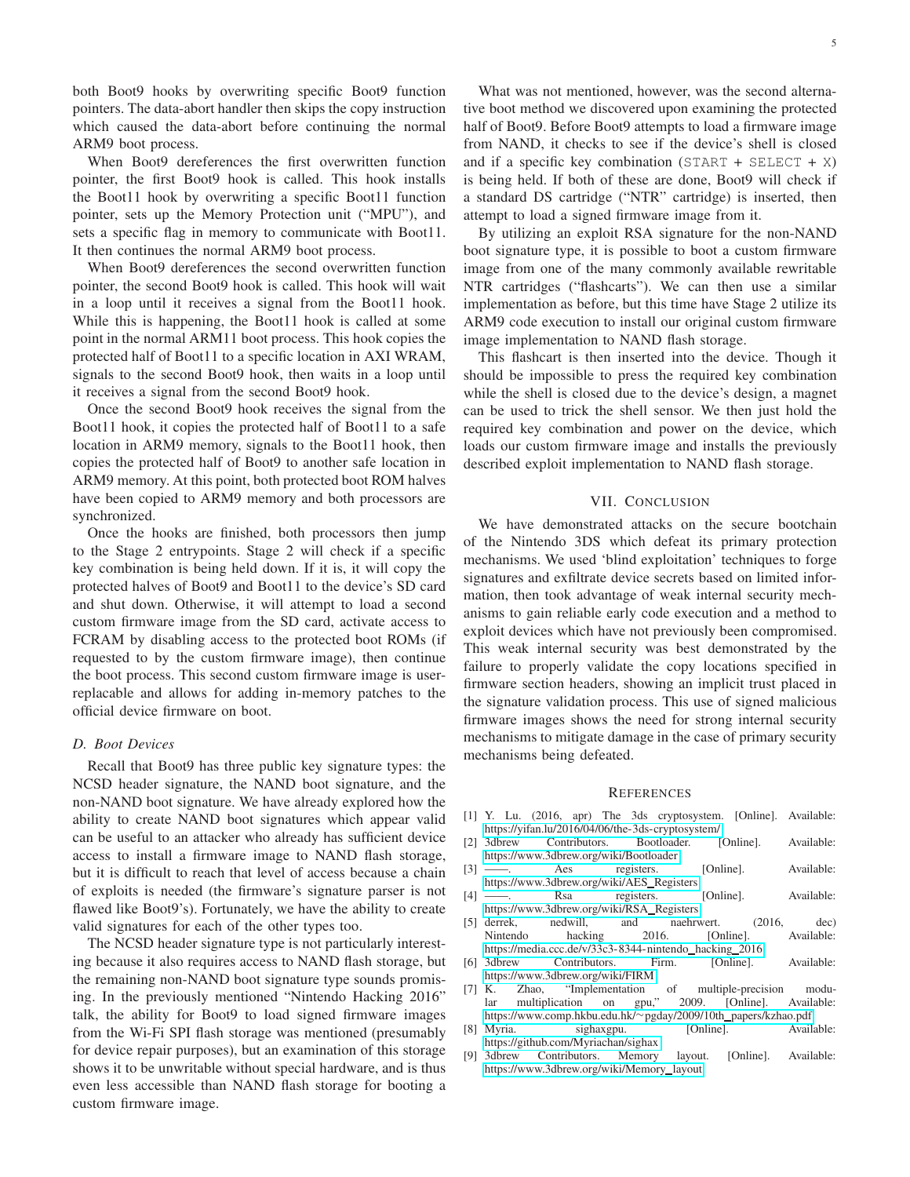both Boot9 hooks by overwriting specific Boot9 function pointers. The data-abort handler then skips the copy instruction which caused the data-abort before continuing the normal ARM9 boot process.

When Boot9 dereferences the first overwritten function pointer, the first Boot9 hook is called. This hook installs the Boot11 hook by overwriting a specific Boot11 function pointer, sets up the Memory Protection unit ("MPU"), and sets a specific flag in memory to communicate with Boot11. It then continues the normal ARM9 boot process.

When Boot9 dereferences the second overwritten function pointer, the second Boot9 hook is called. This hook will wait in a loop until it receives a signal from the Boot11 hook. While this is happening, the Boot11 hook is called at some point in the normal ARM11 boot process. This hook copies the protected half of Boot11 to a specific location in AXI WRAM, signals to the second Boot9 hook, then waits in a loop until it receives a signal from the second Boot9 hook.

Once the second Boot9 hook receives the signal from the Boot11 hook, it copies the protected half of Boot11 to a safe location in ARM9 memory, signals to the Boot11 hook, then copies the protected half of Boot9 to another safe location in ARM9 memory. At this point, both protected boot ROM halves have been copied to ARM9 memory and both processors are synchronized.

Once the hooks are finished, both processors then jump to the Stage 2 entrypoints. Stage 2 will check if a specific key combination is being held down. If it is, it will copy the protected halves of Boot9 and Boot11 to the device's SD card and shut down. Otherwise, it will attempt to load a second custom firmware image from the SD card, activate access to FCRAM by disabling access to the protected boot ROMs (if requested to by the custom firmware image), then continue the boot process. This second custom firmware image is user-replacable and allows for adding in-memory patches to the official device firmware on boot.

### D. Boot Devices

Recall that Boot9 has three public key signature types: the NCSD header signature, the NAND boot signature, and the non-NAND boot signature. We have already explored how the ability to create NAND boot signatures which appear valid can be useful to an attacker who already has sufficient device access to install a firmware image to NAND flash storage, but it is difficult to reach that level of access because a chain of exploits is needed (the firmware's signature parser is not flawed like Boot9's). Fortunately, we have the ability to create valid signatures for each of the other types too.

The NCSD header signature type is not particularly interesting because it also requires access to NAND flash storage, but the remaining non-NAND boot signature type sounds promising. In the previously mentioned "Nintendo Hacking 2016" talk, the ability for Boot9 to load signed firmware images from the Wi-Fi SPI flash storage was mentioned (presumably for device repair purposes), but an examination of this storage shows it to be unwritable without special hardware, and is thus even less accessible than NAND flash storage for booting a custom firmware image.

What was not mentioned, however, was the second alternative boot method we discovered upon examining the protected half of Boot9. Before Boot9 attempts to load a firmware image from NAND, it checks to see if the device's shell is closed and if a specific key combination (`START + SELECT + X`) is being held. If both of these are done, Boot9 will check if a standard DS cartridge ("NTR" cartridge) is inserted, then attempt to load a signed firmware image from it.

By utilizing an exploit RSA signature for the non-NAND boot signature type, it is possible to boot a custom firmware image from one of the many commonly available rewritable NTR cartridges ("flashcarts"). We can then use a similar implementation as before, but this time have Stage 2 utilize its ARM9 code execution to install our original custom firmware image implementation to NAND flash storage.

This flashcart is then inserted into the device. Though it should be impossible to press the required key combination while the shell is closed due to the device's design, a magnet can be used to trick the shell sensor. We then just hold the required key combination and power on the device, which loads our custom firmware image and installs the previously described exploit implementation to NAND flash storage.

## VII. Conclusion

We have demonstrated attacks on the secure bootchain of the Nintendo 3DS which defeat its primary protection mechanisms. We used 'blind exploitation' techniques to forge signatures and exfiltrate device secrets based on limited information, then took advantage of weak internal security mechanisms to gain reliable early code execution and a method to exploit devices which have not previously been compromised. This weak internal security was best demonstrated by the failure to properly validate the copy locations specified in firmware section headers, showing an implicit trust placed in the signature validation process. This use of signed malicious firmware images shows the need for strong internal security mechanisms to mitigate damage in the case of primary security mechanisms being defeated.

## References

[1] Y. Lu. (2016, apr) The 3ds cryptosystem. [Online]. Available: https://yifan.lu/2016/04/06/the-3ds-cryptosystem/

[2] 3dbrew Contributors. Bootloader. [Online]. Available: https://www.3dbrew.org/wiki/Bootloader

[3] ——. Aes registers. [Online]. Available: https://www.3dbrew.org/wiki/AES_Registers

[4] ——. Rsa registers. [Online]. Available: https://www.3dbrew.org/wiki/RSA_Registers

[5] derrek, nedwill, and naehrwert. (2016, dec) Nintendo hacking 2016. [Online]. Available: https://media.ccc.de/v/33c3-8344-nintendo_hacking_2016

[6] 3dbrew Contributors. Firm. [Online]. Available: https://www.3dbrew.org/wiki/FIRM

[7] K. Zhao, "Implementation of multiple-precision modular multiplication on gpu," 2009. [Online]. Available: https://www.comp.hkbu.edu.hk/~pgday/2009/10th_papers/kzhao.pdf

[8] Myria. sighaxgpu. [Online]. Available: https://github.com/Myriachan/sighax

[9] 3dbrew Contributors. Memory layout. [Online]. Available: https://www.3dbrew.org/wiki/Memory_layout